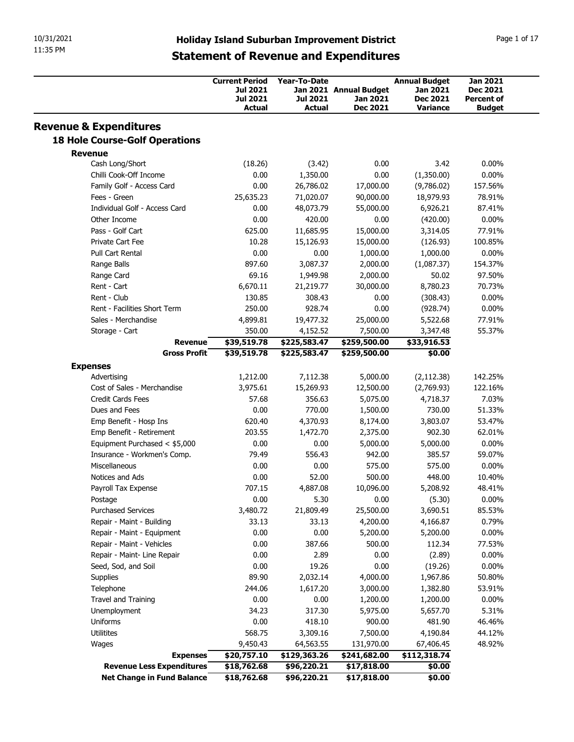# Holiday Island Suburban Improvement District

## Statement of Revenue and Expenditures

| | Current Period Jul 2021 Jul 2021 Actual | Year-To-Date Jan 2021 Jul 2021 Actual | Annual Budget Jan 2021 Dec 2021 | Annual Budget Jan 2021 Dec 2021 Variance | Jan 2021 Dec 2021 Percent of Budget |
|---|---|---|---|---|---|
| **Revenue & Expenditures** | | | | | |
| **18 Hole Course-Golf Operations** | | | | | |
| **Revenue** | | | | | |
| Cash Long/Short | (18.26) | (3.42) | 0.00 | 3.42 | 0.00% |
| Chilli Cook-Off Income | 0.00 | 1,350.00 | 0.00 | (1,350.00) | 0.00% |
| Family Golf - Access Card | 0.00 | 26,786.02 | 17,000.00 | (9,786.02) | 157.56% |
| Fees - Green | 25,635.23 | 71,020.07 | 90,000.00 | 18,979.93 | 78.91% |
| Individual Golf - Access Card | 0.00 | 48,073.79 | 55,000.00 | 6,926.21 | 87.41% |
| Other Income | 0.00 | 420.00 | 0.00 | (420.00) | 0.00% |
| Pass - Golf Cart | 625.00 | 11,685.95 | 15,000.00 | 3,314.05 | 77.91% |
| Private Cart Fee | 10.28 | 15,126.93 | 15,000.00 | (126.93) | 100.85% |
| Pull Cart Rental | 0.00 | 0.00 | 1,000.00 | 1,000.00 | 0.00% |
| Range Balls | 897.60 | 3,087.37 | 2,000.00 | (1,087.37) | 154.37% |
| Range Card | 69.16 | 1,949.98 | 2,000.00 | 50.02 | 97.50% |
| Rent - Cart | 6,670.11 | 21,219.77 | 30,000.00 | 8,780.23 | 70.73% |
| Rent - Club | 130.85 | 308.43 | 0.00 | (308.43) | 0.00% |
| Rent - Facilities Short Term | 250.00 | 928.74 | 0.00 | (928.74) | 0.00% |
| Sales - Merchandise | 4,899.81 | 19,477.32 | 25,000.00 | 5,522.68 | 77.91% |
| Storage - Cart | 350.00 | 4,152.52 | 7,500.00 | 3,347.48 | 55.37% |
| **Revenue** | **$39,519.78** | **$225,583.47** | **$259,500.00** | **$33,916.53** | |
| **Gross Profit** | **$39,519.78** | **$225,583.47** | **$259,500.00** | **$0.00** | |
| **Expenses** | | | | | |
| Advertising | 1,212.00 | 7,112.38 | 5,000.00 | (2,112.38) | 142.25% |
| Cost of Sales - Merchandise | 3,975.61 | 15,269.93 | 12,500.00 | (2,769.93) | 122.16% |
| Credit Cards Fees | 57.68 | 356.63 | 5,075.00 | 4,718.37 | 7.03% |
| Dues and Fees | 0.00 | 770.00 | 1,500.00 | 730.00 | 51.33% |
| Emp Benefit - Hosp Ins | 620.40 | 4,370.93 | 8,174.00 | 3,803.07 | 53.47% |
| Emp Benefit - Retirement | 203.55 | 1,472.70 | 2,375.00 | 902.30 | 62.01% |
| Equipment Purchased < $5,000 | 0.00 | 0.00 | 5,000.00 | 5,000.00 | 0.00% |
| Insurance - Workmen's Comp. | 79.49 | 556.43 | 942.00 | 385.57 | 59.07% |
| Miscellaneous | 0.00 | 0.00 | 575.00 | 575.00 | 0.00% |
| Notices and Ads | 0.00 | 52.00 | 500.00 | 448.00 | 10.40% |
| Payroll Tax Expense | 707.15 | 4,887.08 | 10,096.00 | 5,208.92 | 48.41% |
| Postage | 0.00 | 5.30 | 0.00 | (5.30) | 0.00% |
| Purchased Services | 3,480.72 | 21,809.49 | 25,500.00 | 3,690.51 | 85.53% |
| Repair - Maint - Building | 33.13 | 33.13 | 4,200.00 | 4,166.87 | 0.79% |
| Repair - Maint - Equipment | 0.00 | 0.00 | 5,200.00 | 5,200.00 | 0.00% |
| Repair - Maint - Vehicles | 0.00 | 387.66 | 500.00 | 112.34 | 77.53% |
| Repair - Maint- Line Repair | 0.00 | 2.89 | 0.00 | (2.89) | 0.00% |
| Seed, Sod, and Soil | 0.00 | 19.26 | 0.00 | (19.26) | 0.00% |
| Supplies | 89.90 | 2,032.14 | 4,000.00 | 1,967.86 | 50.80% |
| Telephone | 244.06 | 1,617.20 | 3,000.00 | 1,382.80 | 53.91% |
| Travel and Training | 0.00 | 0.00 | 1,200.00 | 1,200.00 | 0.00% |
| Unemployment | 34.23 | 317.30 | 5,975.00 | 5,657.70 | 5.31% |
| Uniforms | 0.00 | 418.10 | 900.00 | 481.90 | 46.46% |
| Utilitites | 568.75 | 3,309.16 | 7,500.00 | 4,190.84 | 44.12% |
| Wages | 9,450.43 | 64,563.55 | 131,970.00 | 67,406.45 | 48.92% |
| **Expenses** | **$20,757.10** | **$129,363.26** | **$241,682.00** | **$112,318.74** | |
| **Revenue Less Expenditures** | **$18,762.68** | **$96,220.21** | **$17,818.00** | **$0.00** | |
| **Net Change in Fund Balance** | **$18,762.68** | **$96,220.21** | **$17,818.00** | **$0.00** | |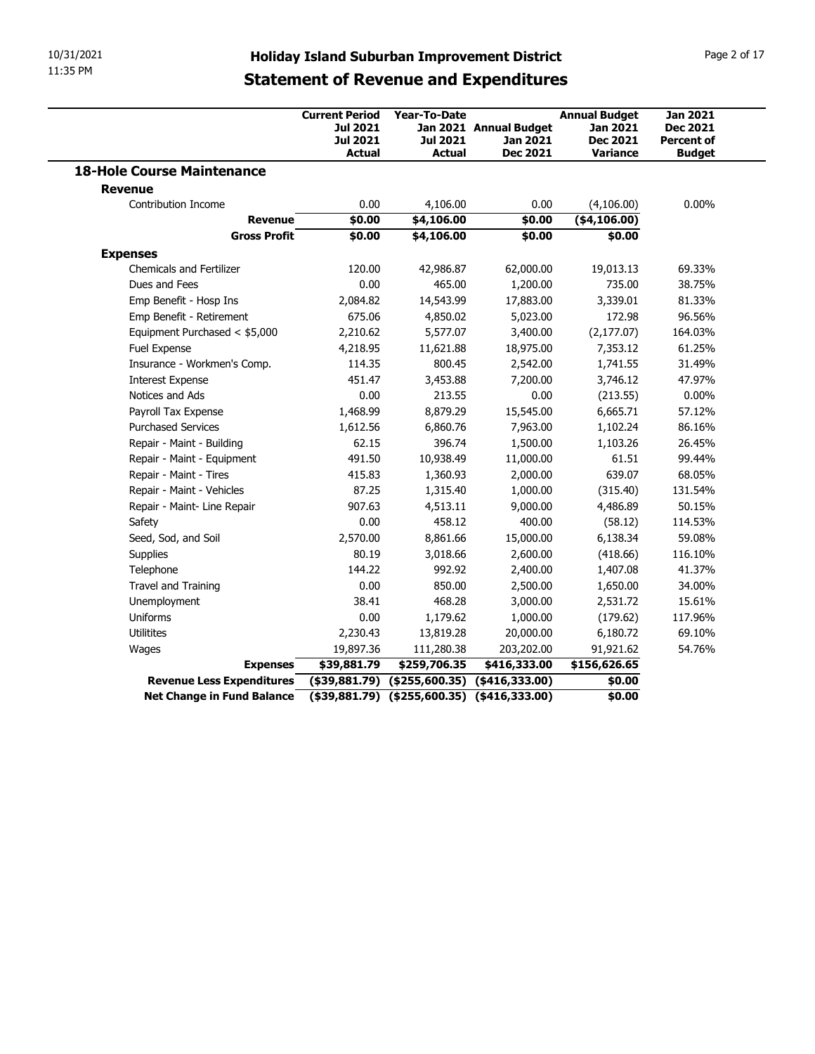# Holiday Island Suburban Improvement District

## Statement of Revenue and Expenditures

| | Current Period Jul 2021 Jul 2021 Actual | Year-To-Date Jan 2021 Jul 2021 Actual | Annual Budget Jan 2021 Dec 2021 | Annual Budget Jan 2021 Dec 2021 Variance | Jan 2021 Dec 2021 Percent of Budget |
|---|---|---|---|---|---|
| **18-Hole Course Maintenance** | | | | | |
| **Revenue** | | | | | |
| Contribution Income | 0.00 | 4,106.00 | 0.00 | (4,106.00) | 0.00% |
| **Revenue** | **$0.00** | **$4,106.00** | **$0.00** | **($4,106.00)** | |
| **Gross Profit** | **$0.00** | **$4,106.00** | **$0.00** | **$0.00** | |
| **Expenses** | | | | | |
| Chemicals and Fertilizer | 120.00 | 42,986.87 | 62,000.00 | 19,013.13 | 69.33% |
| Dues and Fees | 0.00 | 465.00 | 1,200.00 | 735.00 | 38.75% |
| Emp Benefit - Hosp Ins | 2,084.82 | 14,543.99 | 17,883.00 | 3,339.01 | 81.33% |
| Emp Benefit - Retirement | 675.06 | 4,850.02 | 5,023.00 | 172.98 | 96.56% |
| Equipment Purchased < $5,000 | 2,210.62 | 5,577.07 | 3,400.00 | (2,177.07) | 164.03% |
| Fuel Expense | 4,218.95 | 11,621.88 | 18,975.00 | 7,353.12 | 61.25% |
| Insurance - Workmen's Comp. | 114.35 | 800.45 | 2,542.00 | 1,741.55 | 31.49% |
| Interest Expense | 451.47 | 3,453.88 | 7,200.00 | 3,746.12 | 47.97% |
| Notices and Ads | 0.00 | 213.55 | 0.00 | (213.55) | 0.00% |
| Payroll Tax Expense | 1,468.99 | 8,879.29 | 15,545.00 | 6,665.71 | 57.12% |
| Purchased Services | 1,612.56 | 6,860.76 | 7,963.00 | 1,102.24 | 86.16% |
| Repair - Maint - Building | 62.15 | 396.74 | 1,500.00 | 1,103.26 | 26.45% |
| Repair - Maint - Equipment | 491.50 | 10,938.49 | 11,000.00 | 61.51 | 99.44% |
| Repair - Maint - Tires | 415.83 | 1,360.93 | 2,000.00 | 639.07 | 68.05% |
| Repair - Maint - Vehicles | 87.25 | 1,315.40 | 1,000.00 | (315.40) | 131.54% |
| Repair - Maint- Line Repair | 907.63 | 4,513.11 | 9,000.00 | 4,486.89 | 50.15% |
| Safety | 0.00 | 458.12 | 400.00 | (58.12) | 114.53% |
| Seed, Sod, and Soil | 2,570.00 | 8,861.66 | 15,000.00 | 6,138.34 | 59.08% |
| Supplies | 80.19 | 3,018.66 | 2,600.00 | (418.66) | 116.10% |
| Telephone | 144.22 | 992.92 | 2,400.00 | 1,407.08 | 41.37% |
| Travel and Training | 0.00 | 850.00 | 2,500.00 | 1,650.00 | 34.00% |
| Unemployment | 38.41 | 468.28 | 3,000.00 | 2,531.72 | 15.61% |
| Uniforms | 0.00 | 1,179.62 | 1,000.00 | (179.62) | 117.96% |
| Utilitites | 2,230.43 | 13,819.28 | 20,000.00 | 6,180.72 | 69.10% |
| Wages | 19,897.36 | 111,280.38 | 203,202.00 | 91,921.62 | 54.76% |
| **Expenses** | **$39,881.79** | **$259,706.35** | **$416,333.00** | **$156,626.65** | |
| **Revenue Less Expenditures** | **($39,881.79)** | **($255,600.35)** | **($416,333.00)** | **$0.00** | |
| **Net Change in Fund Balance** | **($39,881.79)** | **($255,600.35)** | **($416,333.00)** | **$0.00** | |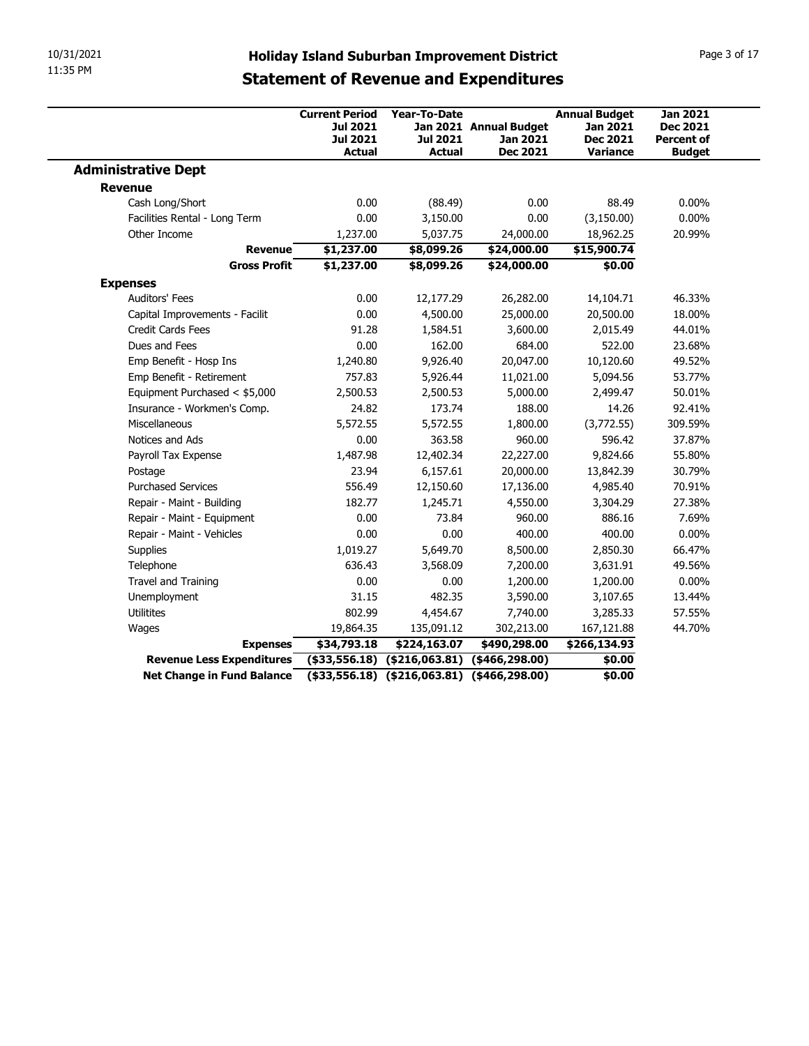# Holiday Island Suburban Improvement District

## Statement of Revenue and Expenditures

| | Current Period Jul 2021 Jul 2021 Actual | Year-To-Date Jan 2021 Jul 2021 Actual | Annual Budget Jan 2021 Dec 2021 | Annual Budget Jan 2021 Dec 2021 Variance | Jan 2021 Dec 2021 Percent of Budget |
|---|---|---|---|---|---|
| **Administrative Dept** | | | | | |
| **Revenue** | | | | | |
| Cash Long/Short | 0.00 | (88.49) | 0.00 | 88.49 | 0.00% |
| Facilities Rental - Long Term | 0.00 | 3,150.00 | 0.00 | (3,150.00) | 0.00% |
| Other Income | 1,237.00 | 5,037.75 | 24,000.00 | 18,962.25 | 20.99% |
| **Revenue** | **$1,237.00** | **$8,099.26** | **$24,000.00** | **$15,900.74** | |
| **Gross Profit** | **$1,237.00** | **$8,099.26** | **$24,000.00** | **$0.00** | |
| **Expenses** | | | | | |
| Auditors' Fees | 0.00 | 12,177.29 | 26,282.00 | 14,104.71 | 46.33% |
| Capital Improvements - Facilit | 0.00 | 4,500.00 | 25,000.00 | 20,500.00 | 18.00% |
| Credit Cards Fees | 91.28 | 1,584.51 | 3,600.00 | 2,015.49 | 44.01% |
| Dues and Fees | 0.00 | 162.00 | 684.00 | 522.00 | 23.68% |
| Emp Benefit - Hosp Ins | 1,240.80 | 9,926.40 | 20,047.00 | 10,120.60 | 49.52% |
| Emp Benefit - Retirement | 757.83 | 5,926.44 | 11,021.00 | 5,094.56 | 53.77% |
| Equipment Purchased < $5,000 | 2,500.53 | 2,500.53 | 5,000.00 | 2,499.47 | 50.01% |
| Insurance - Workmen's Comp. | 24.82 | 173.74 | 188.00 | 14.26 | 92.41% |
| Miscellaneous | 5,572.55 | 5,572.55 | 1,800.00 | (3,772.55) | 309.59% |
| Notices and Ads | 0.00 | 363.58 | 960.00 | 596.42 | 37.87% |
| Payroll Tax Expense | 1,487.98 | 12,402.34 | 22,227.00 | 9,824.66 | 55.80% |
| Postage | 23.94 | 6,157.61 | 20,000.00 | 13,842.39 | 30.79% |
| Purchased Services | 556.49 | 12,150.60 | 17,136.00 | 4,985.40 | 70.91% |
| Repair - Maint - Building | 182.77 | 1,245.71 | 4,550.00 | 3,304.29 | 27.38% |
| Repair - Maint - Equipment | 0.00 | 73.84 | 960.00 | 886.16 | 7.69% |
| Repair - Maint - Vehicles | 0.00 | 0.00 | 400.00 | 400.00 | 0.00% |
| Supplies | 1,019.27 | 5,649.70 | 8,500.00 | 2,850.30 | 66.47% |
| Telephone | 636.43 | 3,568.09 | 7,200.00 | 3,631.91 | 49.56% |
| Travel and Training | 0.00 | 0.00 | 1,200.00 | 1,200.00 | 0.00% |
| Unemployment | 31.15 | 482.35 | 3,590.00 | 3,107.65 | 13.44% |
| Utilitites | 802.99 | 4,454.67 | 7,740.00 | 3,285.33 | 57.55% |
| Wages | 19,864.35 | 135,091.12 | 302,213.00 | 167,121.88 | 44.70% |
| **Expenses** | **$34,793.18** | **$224,163.07** | **$490,298.00** | **$266,134.93** | |
| **Revenue Less Expenditures** | **($33,556.18)** | **($216,063.81)** | **($466,298.00)** | **$0.00** | |
| **Net Change in Fund Balance** | **($33,556.18)** | **($216,063.81)** | **($466,298.00)** | **$0.00** | |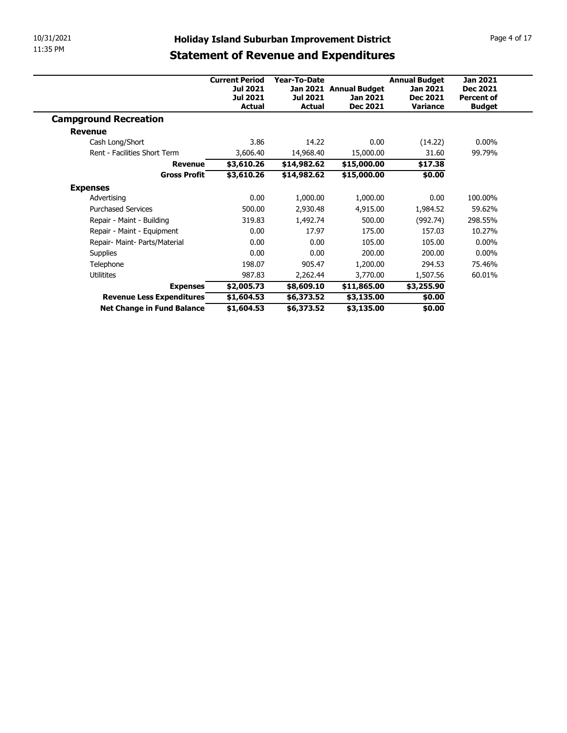# Holiday Island Suburban Improvement District

## Statement of Revenue and Expenditures

| | Current Period Jul 2021 Jul 2021 Actual | Year-To-Date Jan 2021 Jul 2021 Actual | Annual Budget Jan 2021 Dec 2021 | Annual Budget Jan 2021 Dec 2021 Variance | Jan 2021 Dec 2021 Percent of Budget |
|---|---|---|---|---|---|
| **Campground Recreation** | | | | | |
| **Revenue** | | | | | |
| Cash Long/Short | 3.86 | 14.22 | 0.00 | (14.22) | 0.00% |
| Rent - Facilities Short Term | 3,606.40 | 14,968.40 | 15,000.00 | 31.60 | 99.79% |
| **Revenue** | **$3,610.26** | **$14,982.62** | **$15,000.00** | **$17.38** | |
| **Gross Profit** | **$3,610.26** | **$14,982.62** | **$15,000.00** | **$0.00** | |
| **Expenses** | | | | | |
| Advertising | 0.00 | 1,000.00 | 1,000.00 | 0.00 | 100.00% |
| Purchased Services | 500.00 | 2,930.48 | 4,915.00 | 1,984.52 | 59.62% |
| Repair - Maint - Building | 319.83 | 1,492.74 | 500.00 | (992.74) | 298.55% |
| Repair - Maint - Equipment | 0.00 | 17.97 | 175.00 | 157.03 | 10.27% |
| Repair- Maint- Parts/Material | 0.00 | 0.00 | 105.00 | 105.00 | 0.00% |
| Supplies | 0.00 | 0.00 | 200.00 | 200.00 | 0.00% |
| Telephone | 198.07 | 905.47 | 1,200.00 | 294.53 | 75.46% |
| Utilitites | 987.83 | 2,262.44 | 3,770.00 | 1,507.56 | 60.01% |
| **Expenses** | **$2,005.73** | **$8,609.10** | **$11,865.00** | **$3,255.90** | |
| **Revenue Less Expenditures** | **$1,604.53** | **$6,373.52** | **$3,135.00** | **$0.00** | |
| **Net Change in Fund Balance** | **$1,604.53** | **$6,373.52** | **$3,135.00** | **$0.00** | |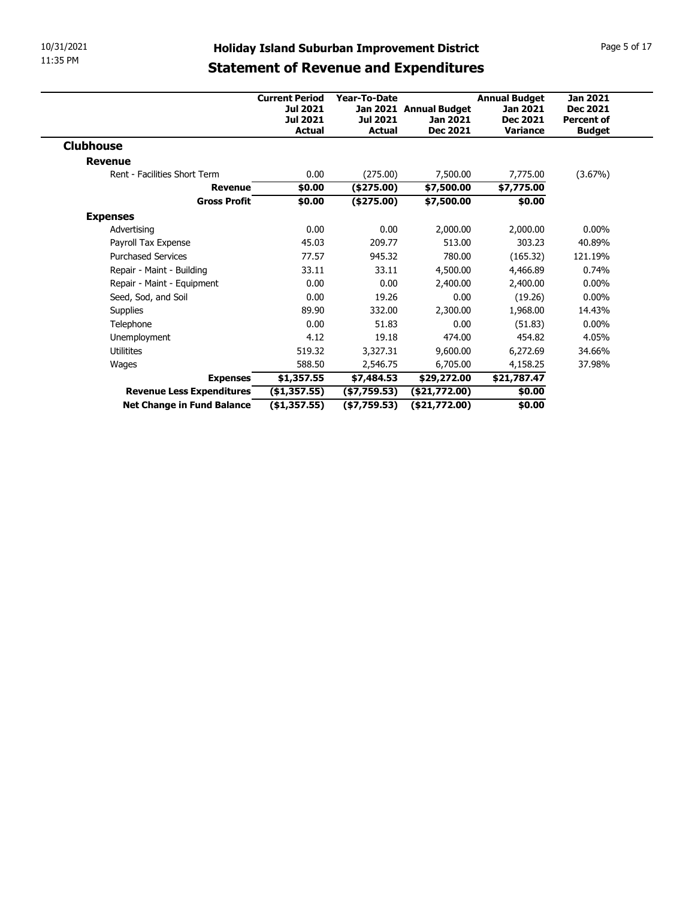# Holiday Island Suburban Improvement District

## Statement of Revenue and Expenditures

| | Current Period Jul 2021 Jul 2021 Actual | Year-To-Date Jan 2021 Jul 2021 Actual | Annual Budget Jan 2021 Dec 2021 | Annual Budget Jan 2021 Dec 2021 Variance | Jan 2021 Dec 2021 Percent of Budget |
|---|---|---|---|---|---|
| **Clubhouse** | | | | | |
| **Revenue** | | | | | |
| Rent - Facilities Short Term | 0.00 | (275.00) | 7,500.00 | 7,775.00 | (3.67%) |
| **Revenue** | **$0.00** | **($275.00)** | **$7,500.00** | **$7,775.00** | |
| **Gross Profit** | **$0.00** | **($275.00)** | **$7,500.00** | **$0.00** | |
| **Expenses** | | | | | |
| Advertising | 0.00 | 0.00 | 2,000.00 | 2,000.00 | 0.00% |
| Payroll Tax Expense | 45.03 | 209.77 | 513.00 | 303.23 | 40.89% |
| Purchased Services | 77.57 | 945.32 | 780.00 | (165.32) | 121.19% |
| Repair - Maint - Building | 33.11 | 33.11 | 4,500.00 | 4,466.89 | 0.74% |
| Repair - Maint - Equipment | 0.00 | 0.00 | 2,400.00 | 2,400.00 | 0.00% |
| Seed, Sod, and Soil | 0.00 | 19.26 | 0.00 | (19.26) | 0.00% |
| Supplies | 89.90 | 332.00 | 2,300.00 | 1,968.00 | 14.43% |
| Telephone | 0.00 | 51.83 | 0.00 | (51.83) | 0.00% |
| Unemployment | 4.12 | 19.18 | 474.00 | 454.82 | 4.05% |
| Utilitites | 519.32 | 3,327.31 | 9,600.00 | 6,272.69 | 34.66% |
| Wages | 588.50 | 2,546.75 | 6,705.00 | 4,158.25 | 37.98% |
| **Expenses** | **$1,357.55** | **$7,484.53** | **$29,272.00** | **$21,787.47** | |
| **Revenue Less Expenditures** | **($1,357.55)** | **($7,759.53)** | **($21,772.00)** | **$0.00** | |
| **Net Change in Fund Balance** | **($1,357.55)** | **($7,759.53)** | **($21,772.00)** | **$0.00** | |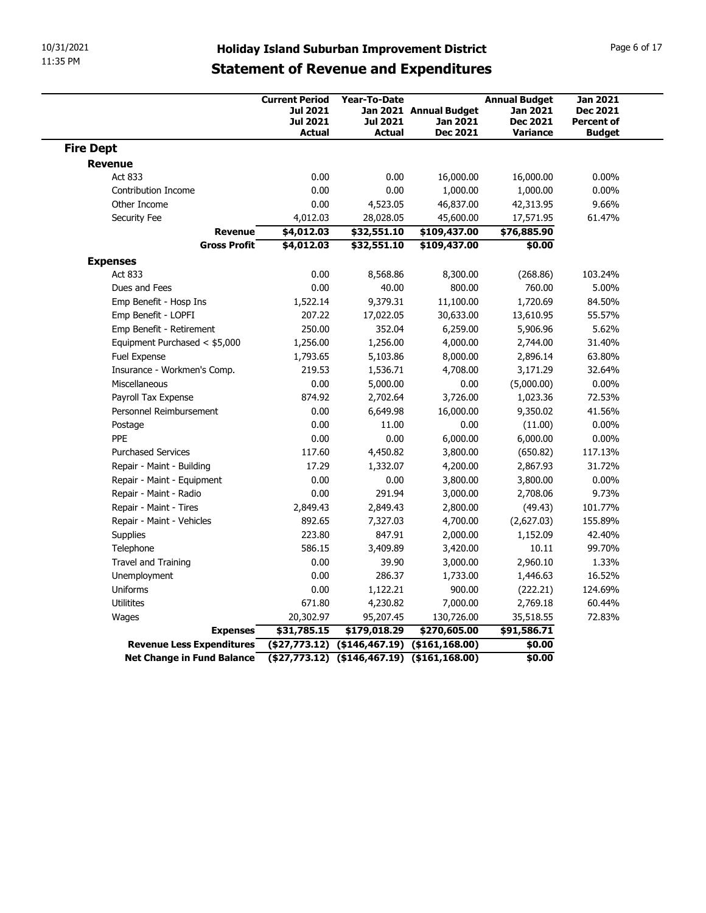# Holiday Island Suburban Improvement District

## Statement of Revenue and Expenditures

10/31/2021
11:35 PM

| | Current Period Jul 2021 Jul 2021 Actual | Year-To-Date Jan 2021 Jul 2021 Actual | Annual Budget Jan 2021 Dec 2021 | Annual Budget Jan 2021 Dec 2021 Variance | Jan 2021 Dec 2021 Percent of Budget |
|---|---|---|---|---|---|
| **Fire Dept** | | | | | |
| **Revenue** | | | | | |
| Act 833 | 0.00 | 0.00 | 16,000.00 | 16,000.00 | 0.00% |
| Contribution Income | 0.00 | 0.00 | 1,000.00 | 1,000.00 | 0.00% |
| Other Income | 0.00 | 4,523.05 | 46,837.00 | 42,313.95 | 9.66% |
| Security Fee | 4,012.03 | 28,028.05 | 45,600.00 | 17,571.95 | 61.47% |
| **Revenue** | **$4,012.03** | **$32,551.10** | **$109,437.00** | **$76,885.90** | |
| **Gross Profit** | **$4,012.03** | **$32,551.10** | **$109,437.00** | **$0.00** | |
| **Expenses** | | | | | |
| Act 833 | 0.00 | 8,568.86 | 8,300.00 | (268.86) | 103.24% |
| Dues and Fees | 0.00 | 40.00 | 800.00 | 760.00 | 5.00% |
| Emp Benefit - Hosp Ins | 1,522.14 | 9,379.31 | 11,100.00 | 1,720.69 | 84.50% |
| Emp Benefit - LOPFI | 207.22 | 17,022.05 | 30,633.00 | 13,610.95 | 55.57% |
| Emp Benefit - Retirement | 250.00 | 352.04 | 6,259.00 | 5,906.96 | 5.62% |
| Equipment Purchased < $5,000 | 1,256.00 | 1,256.00 | 4,000.00 | 2,744.00 | 31.40% |
| Fuel Expense | 1,793.65 | 5,103.86 | 8,000.00 | 2,896.14 | 63.80% |
| Insurance - Workmen's Comp. | 219.53 | 1,536.71 | 4,708.00 | 3,171.29 | 32.64% |
| Miscellaneous | 0.00 | 5,000.00 | 0.00 | (5,000.00) | 0.00% |
| Payroll Tax Expense | 874.92 | 2,702.64 | 3,726.00 | 1,023.36 | 72.53% |
| Personnel Reimbursement | 0.00 | 6,649.98 | 16,000.00 | 9,350.02 | 41.56% |
| Postage | 0.00 | 11.00 | 0.00 | (11.00) | 0.00% |
| PPE | 0.00 | 0.00 | 6,000.00 | 6,000.00 | 0.00% |
| Purchased Services | 117.60 | 4,450.82 | 3,800.00 | (650.82) | 117.13% |
| Repair - Maint - Building | 17.29 | 1,332.07 | 4,200.00 | 2,867.93 | 31.72% |
| Repair - Maint - Equipment | 0.00 | 0.00 | 3,800.00 | 3,800.00 | 0.00% |
| Repair - Maint - Radio | 0.00 | 291.94 | 3,000.00 | 2,708.06 | 9.73% |
| Repair - Maint - Tires | 2,849.43 | 2,849.43 | 2,800.00 | (49.43) | 101.77% |
| Repair - Maint - Vehicles | 892.65 | 7,327.03 | 4,700.00 | (2,627.03) | 155.89% |
| Supplies | 223.80 | 847.91 | 2,000.00 | 1,152.09 | 42.40% |
| Telephone | 586.15 | 3,409.89 | 3,420.00 | 10.11 | 99.70% |
| Travel and Training | 0.00 | 39.90 | 3,000.00 | 2,960.10 | 1.33% |
| Unemployment | 0.00 | 286.37 | 1,733.00 | 1,446.63 | 16.52% |
| Uniforms | 0.00 | 1,122.21 | 900.00 | (222.21) | 124.69% |
| Utilitites | 671.80 | 4,230.82 | 7,000.00 | 2,769.18 | 60.44% |
| Wages | 20,302.97 | 95,207.45 | 130,726.00 | 35,518.55 | 72.83% |
| **Expenses** | **$31,785.15** | **$179,018.29** | **$270,605.00** | **$91,586.71** | |
| **Revenue Less Expenditures** | **($27,773.12)** | **($146,467.19)** | **($161,168.00)** | **$0.00** | |
| **Net Change in Fund Balance** | **($27,773.12)** | **($146,467.19)** | **($161,168.00)** | **$0.00** | |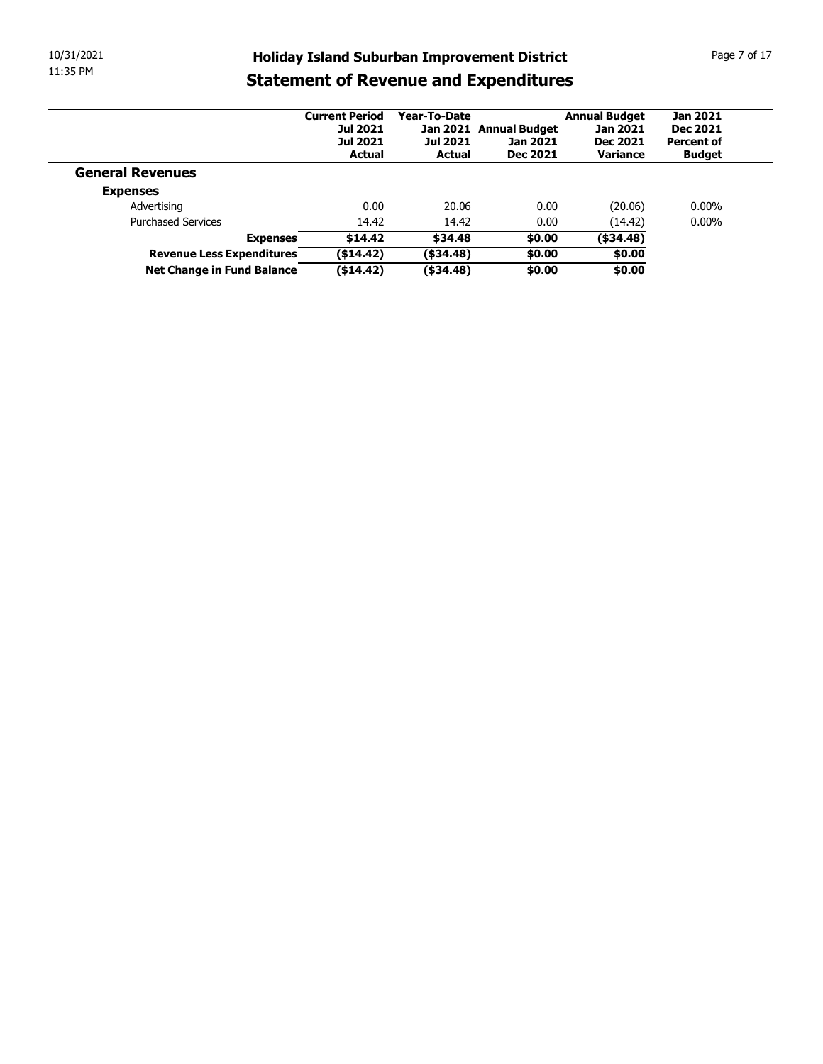# Holiday Island Suburban Improvement District

## Statement of Revenue and Expenditures

| | Current Period Jul 2021 Jul 2021 Actual | Year-To-Date Jan 2021 Jul 2021 Actual | Annual Budget Jan 2021 Dec 2021 | Annual Budget Jan 2021 Dec 2021 Variance | Jan 2021 Dec 2021 Percent of Budget |
|---|---|---|---|---|---|
| **General Revenues** | | | | | |
| **Expenses** | | | | | |
| Advertising | 0.00 | 20.06 | 0.00 | (20.06) | 0.00% |
| Purchased Services | 14.42 | 14.42 | 0.00 | (14.42) | 0.00% |
| **Expenses** | **$14.42** | **$34.48** | **$0.00** | **($34.48)** | |
| **Revenue Less Expenditures** | **($14.42)** | **($34.48)** | **$0.00** | **$0.00** | |
| **Net Change in Fund Balance** | **($14.42)** | **($34.48)** | **$0.00** | **$0.00** | |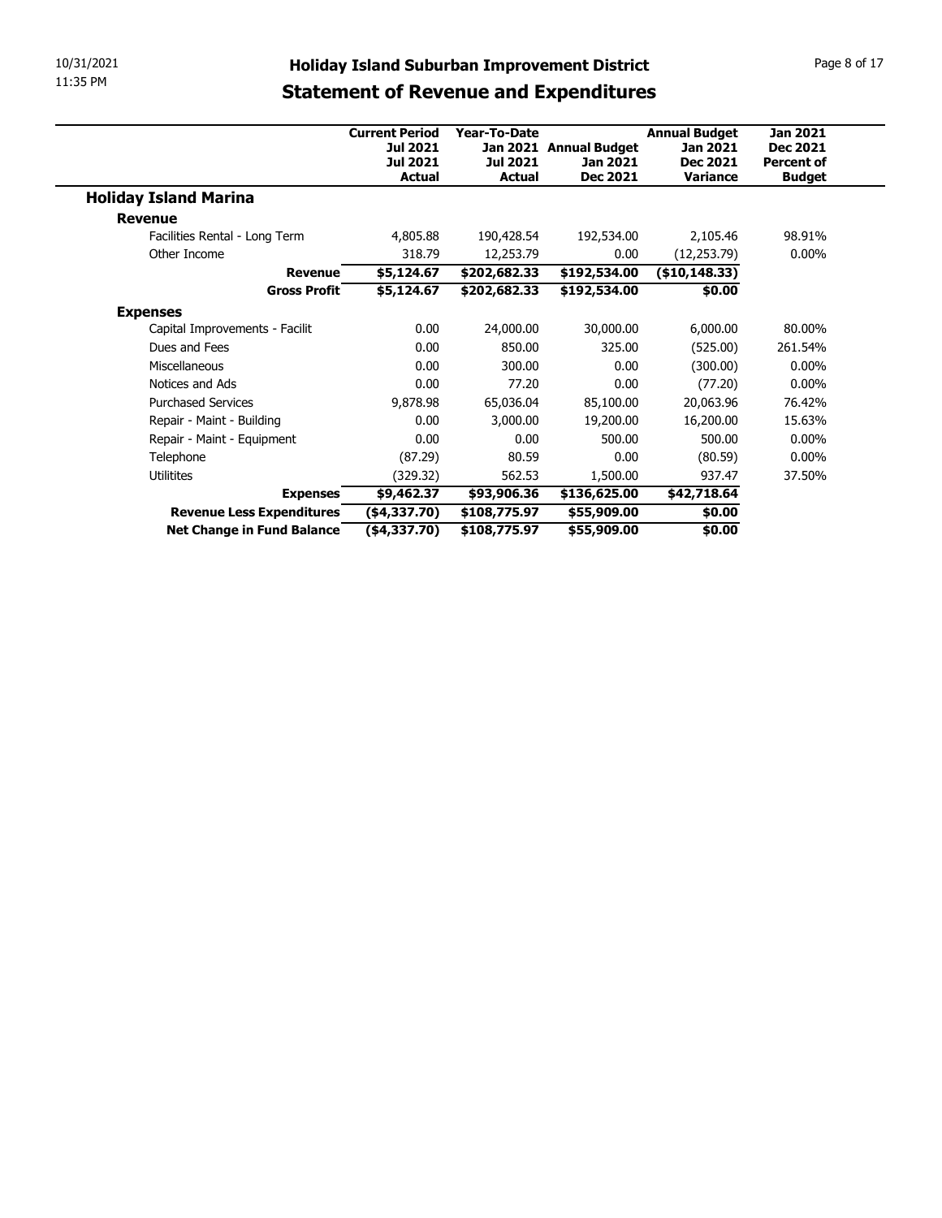# Holiday Island Suburban Improvement District

## Statement of Revenue and Expenditures

| | Current Period Jul 2021 Jul 2021 Actual | Year-To-Date Jan 2021 Jul 2021 Actual | Annual Budget Jan 2021 Dec 2021 | Annual Budget Jan 2021 Dec 2021 Variance | Jan 2021 Dec 2021 Percent of Budget |
|---|---|---|---|---|---|
| **Holiday Island Marina** | | | | | |
| **Revenue** | | | | | |
| Facilities Rental - Long Term | 4,805.88 | 190,428.54 | 192,534.00 | 2,105.46 | 98.91% |
| Other Income | 318.79 | 12,253.79 | 0.00 | (12,253.79) | 0.00% |
| **Revenue** | **$5,124.67** | **$202,682.33** | **$192,534.00** | **($10,148.33)** | |
| **Gross Profit** | **$5,124.67** | **$202,682.33** | **$192,534.00** | **$0.00** | |
| **Expenses** | | | | | |
| Capital Improvements - Facilit | 0.00 | 24,000.00 | 30,000.00 | 6,000.00 | 80.00% |
| Dues and Fees | 0.00 | 850.00 | 325.00 | (525.00) | 261.54% |
| Miscellaneous | 0.00 | 300.00 | 0.00 | (300.00) | 0.00% |
| Notices and Ads | 0.00 | 77.20 | 0.00 | (77.20) | 0.00% |
| Purchased Services | 9,878.98 | 65,036.04 | 85,100.00 | 20,063.96 | 76.42% |
| Repair - Maint - Building | 0.00 | 3,000.00 | 19,200.00 | 16,200.00 | 15.63% |
| Repair - Maint - Equipment | 0.00 | 0.00 | 500.00 | 500.00 | 0.00% |
| Telephone | (87.29) | 80.59 | 0.00 | (80.59) | 0.00% |
| Utilitites | (329.32) | 562.53 | 1,500.00 | 937.47 | 37.50% |
| **Expenses** | **$9,462.37** | **$93,906.36** | **$136,625.00** | **$42,718.64** | |
| **Revenue Less Expenditures** | **($4,337.70)** | **$108,775.97** | **$55,909.00** | **$0.00** | |
| **Net Change in Fund Balance** | **($4,337.70)** | **$108,775.97** | **$55,909.00** | **$0.00** | |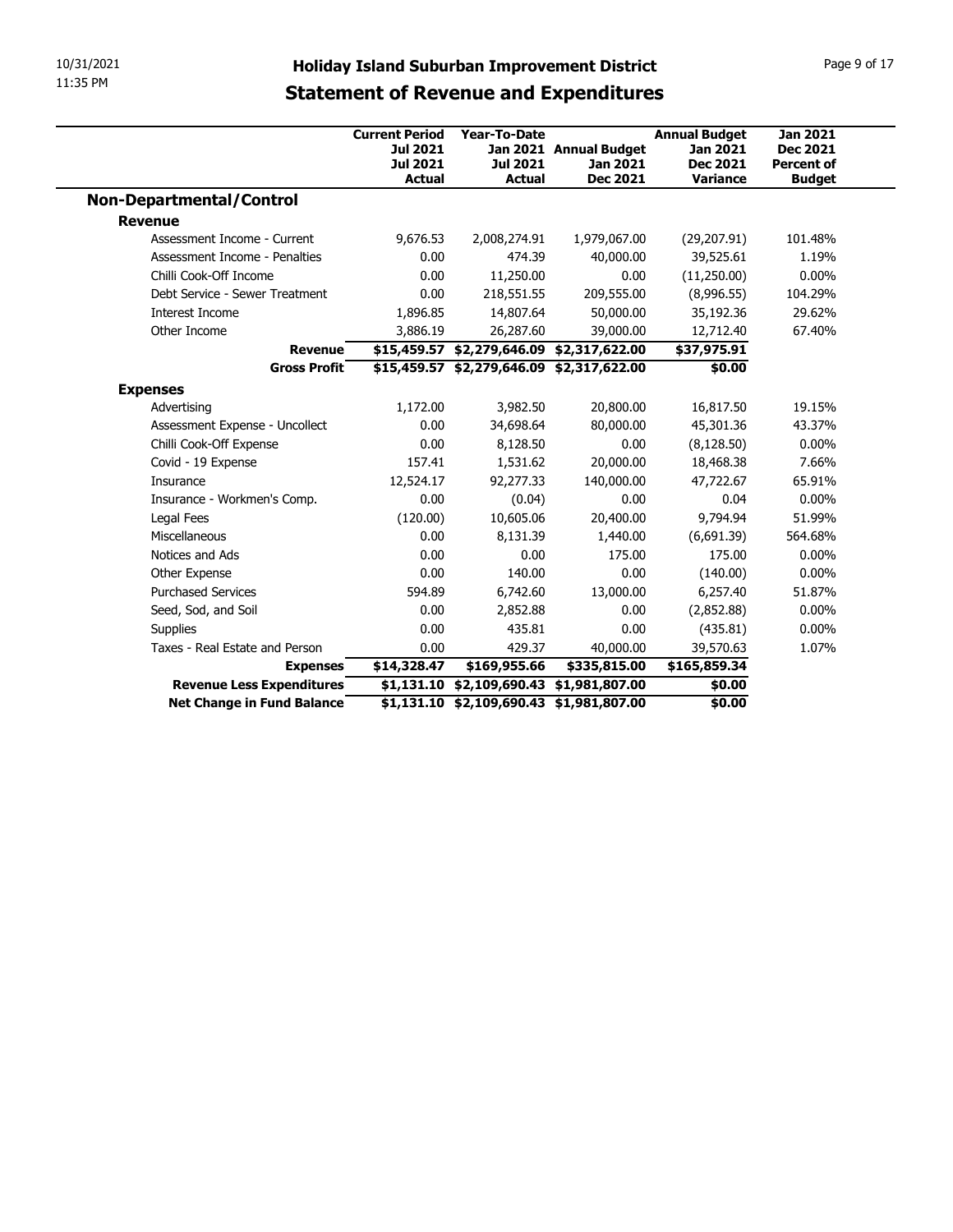# Holiday Island Suburban Improvement District

## Statement of Revenue and Expenditures

| | Current Period Jul 2021 Jul 2021 Actual | Year-To-Date Jan 2021 Jul 2021 Actual | Annual Budget Jan 2021 Dec 2021 | Annual Budget Jan 2021 Dec 2021 Variance | Jan 2021 Dec 2021 Percent of Budget |
|---|---|---|---|---|---|
| **Non-Departmental/Control** | | | | | |
| **Revenue** | | | | | |
| Assessment Income - Current | 9,676.53 | 2,008,274.91 | 1,979,067.00 | (29,207.91) | 101.48% |
| Assessment Income - Penalties | 0.00 | 474.39 | 40,000.00 | 39,525.61 | 1.19% |
| Chilli Cook-Off Income | 0.00 | 11,250.00 | 0.00 | (11,250.00) | 0.00% |
| Debt Service - Sewer Treatment | 0.00 | 218,551.55 | 209,555.00 | (8,996.55) | 104.29% |
| Interest Income | 1,896.85 | 14,807.64 | 50,000.00 | 35,192.36 | 29.62% |
| Other Income | 3,886.19 | 26,287.60 | 39,000.00 | 12,712.40 | 67.40% |
| **Revenue** | **$15,459.57** | **$2,279,646.09** | **$2,317,622.00** | **$37,975.91** | |
| **Gross Profit** | **$15,459.57** | **$2,279,646.09** | **$2,317,622.00** | **$0.00** | |
| **Expenses** | | | | | |
| Advertising | 1,172.00 | 3,982.50 | 20,800.00 | 16,817.50 | 19.15% |
| Assessment Expense - Uncollect | 0.00 | 34,698.64 | 80,000.00 | 45,301.36 | 43.37% |
| Chilli Cook-Off Expense | 0.00 | 8,128.50 | 0.00 | (8,128.50) | 0.00% |
| Covid - 19 Expense | 157.41 | 1,531.62 | 20,000.00 | 18,468.38 | 7.66% |
| Insurance | 12,524.17 | 92,277.33 | 140,000.00 | 47,722.67 | 65.91% |
| Insurance - Workmen's Comp. | 0.00 | (0.04) | 0.00 | 0.04 | 0.00% |
| Legal Fees | (120.00) | 10,605.06 | 20,400.00 | 9,794.94 | 51.99% |
| Miscellaneous | 0.00 | 8,131.39 | 1,440.00 | (6,691.39) | 564.68% |
| Notices and Ads | 0.00 | 0.00 | 175.00 | 175.00 | 0.00% |
| Other Expense | 0.00 | 140.00 | 0.00 | (140.00) | 0.00% |
| Purchased Services | 594.89 | 6,742.60 | 13,000.00 | 6,257.40 | 51.87% |
| Seed, Sod, and Soil | 0.00 | 2,852.88 | 0.00 | (2,852.88) | 0.00% |
| Supplies | 0.00 | 435.81 | 0.00 | (435.81) | 0.00% |
| Taxes - Real Estate and Person | 0.00 | 429.37 | 40,000.00 | 39,570.63 | 1.07% |
| **Expenses** | **$14,328.47** | **$169,955.66** | **$335,815.00** | **$165,859.34** | |
| **Revenue Less Expenditures** | **$1,131.10** | **$2,109,690.43** | **$1,981,807.00** | **$0.00** | |
| **Net Change in Fund Balance** | **$1,131.10** | **$2,109,690.43** | **$1,981,807.00** | **$0.00** | |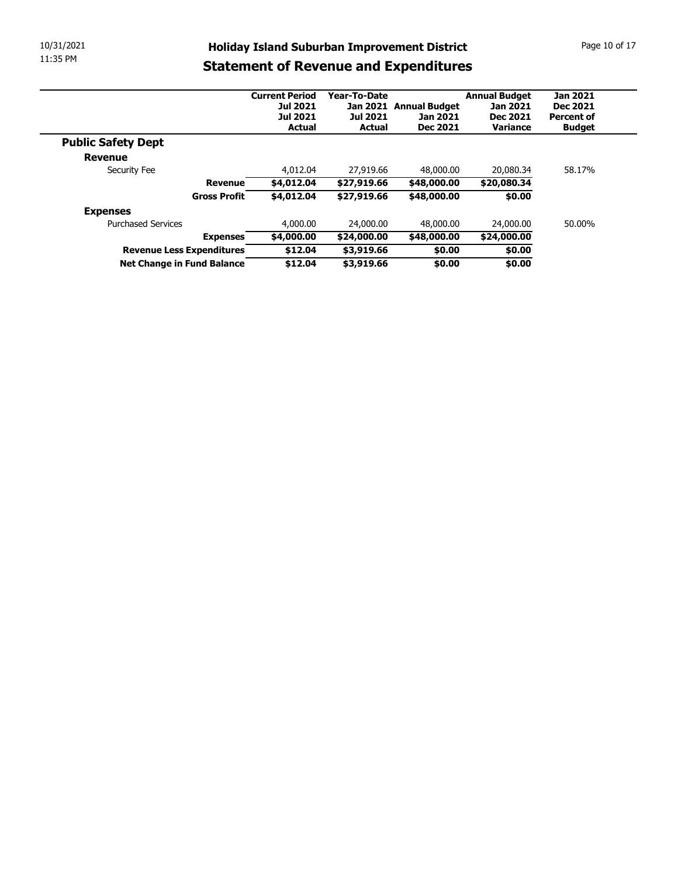# Holiday Island Suburban Improvement District

## Statement of Revenue and Expenditures

| | Current Period Jul 2021 Jul 2021 Actual | Year-To-Date Jan 2021 Jul 2021 Actual | Annual Budget Jan 2021 Dec 2021 | Annual Budget Jan 2021 Dec 2021 Variance | Jan 2021 Dec 2021 Percent of Budget |
|---|---|---|---|---|---|
| **Public Safety Dept** | | | | | |
| **Revenue** | | | | | |
| Security Fee | 4,012.04 | 27,919.66 | 48,000.00 | 20,080.34 | 58.17% |
| **Revenue** | **$4,012.04** | **$27,919.66** | **$48,000.00** | **$20,080.34** | |
| **Gross Profit** | **$4,012.04** | **$27,919.66** | **$48,000.00** | **$0.00** | |
| **Expenses** | | | | | |
| Purchased Services | 4,000.00 | 24,000.00 | 48,000.00 | 24,000.00 | 50.00% |
| **Expenses** | **$4,000.00** | **$24,000.00** | **$48,000.00** | **$24,000.00** | |
| **Revenue Less Expenditures** | **$12.04** | **$3,919.66** | **$0.00** | **$0.00** | |
| **Net Change in Fund Balance** | **$12.04** | **$3,919.66** | **$0.00** | **$0.00** | |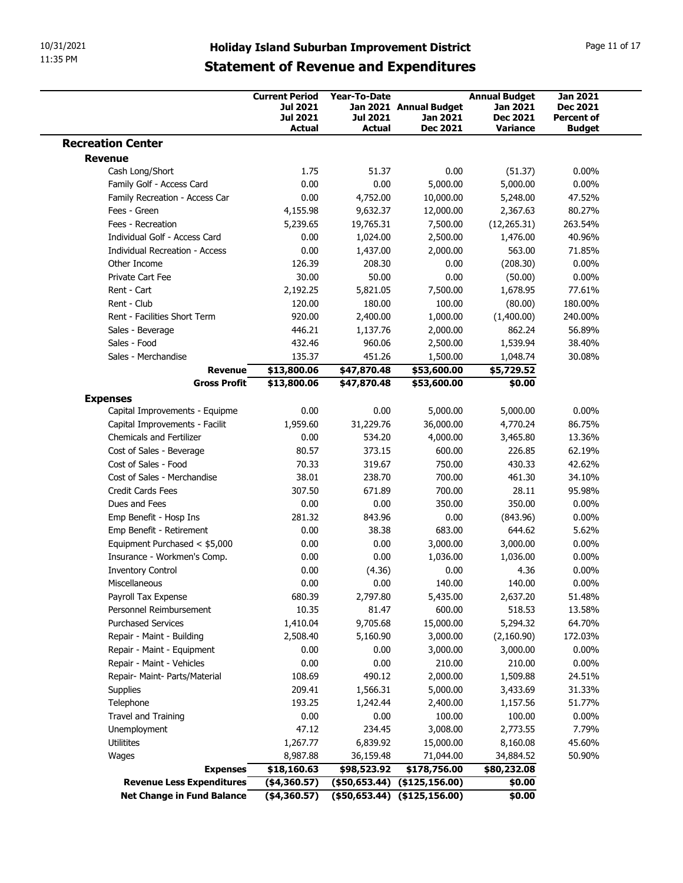# Holiday Island Suburban Improvement District

## Statement of Revenue and Expenditures

| | Current Period Jul 2021 Jul 2021 Actual | Year-To-Date Jan 2021 Jul 2021 Actual | Annual Budget Jan 2021 Dec 2021 | Annual Budget Jan 2021 Dec 2021 Variance | Jan 2021 Dec 2021 Percent of Budget |
|---|---|---|---|---|---|
| **Recreation Center** | | | | | |
| **Revenue** | | | | | |
| Cash Long/Short | 1.75 | 51.37 | 0.00 | (51.37) | 0.00% |
| Family Golf - Access Card | 0.00 | 0.00 | 5,000.00 | 5,000.00 | 0.00% |
| Family Recreation - Access Car | 0.00 | 4,752.00 | 10,000.00 | 5,248.00 | 47.52% |
| Fees - Green | 4,155.98 | 9,632.37 | 12,000.00 | 2,367.63 | 80.27% |
| Fees - Recreation | 5,239.65 | 19,765.31 | 7,500.00 | (12,265.31) | 263.54% |
| Individual Golf - Access Card | 0.00 | 1,024.00 | 2,500.00 | 1,476.00 | 40.96% |
| Individual Recreation - Access | 0.00 | 1,437.00 | 2,000.00 | 563.00 | 71.85% |
| Other Income | 126.39 | 208.30 | 0.00 | (208.30) | 0.00% |
| Private Cart Fee | 30.00 | 50.00 | 0.00 | (50.00) | 0.00% |
| Rent - Cart | 2,192.25 | 5,821.05 | 7,500.00 | 1,678.95 | 77.61% |
| Rent - Club | 120.00 | 180.00 | 100.00 | (80.00) | 180.00% |
| Rent - Facilities Short Term | 920.00 | 2,400.00 | 1,000.00 | (1,400.00) | 240.00% |
| Sales - Beverage | 446.21 | 1,137.76 | 2,000.00 | 862.24 | 56.89% |
| Sales - Food | 432.46 | 960.06 | 2,500.00 | 1,539.94 | 38.40% |
| Sales - Merchandise | 135.37 | 451.26 | 1,500.00 | 1,048.74 | 30.08% |
| **Revenue** | **$13,800.06** | **$47,870.48** | **$53,600.00** | **$5,729.52** | |
| **Gross Profit** | **$13,800.06** | **$47,870.48** | **$53,600.00** | **$0.00** | |
| **Expenses** | | | | | |
| Capital Improvements - Equipme | 0.00 | 0.00 | 5,000.00 | 5,000.00 | 0.00% |
| Capital Improvements - Facilit | 1,959.60 | 31,229.76 | 36,000.00 | 4,770.24 | 86.75% |
| Chemicals and Fertilizer | 0.00 | 534.20 | 4,000.00 | 3,465.80 | 13.36% |
| Cost of Sales - Beverage | 80.57 | 373.15 | 600.00 | 226.85 | 62.19% |
| Cost of Sales - Food | 70.33 | 319.67 | 750.00 | 430.33 | 42.62% |
| Cost of Sales - Merchandise | 38.01 | 238.70 | 700.00 | 461.30 | 34.10% |
| Credit Cards Fees | 307.50 | 671.89 | 700.00 | 28.11 | 95.98% |
| Dues and Fees | 0.00 | 0.00 | 350.00 | 350.00 | 0.00% |
| Emp Benefit - Hosp Ins | 281.32 | 843.96 | 0.00 | (843.96) | 0.00% |
| Emp Benefit - Retirement | 0.00 | 38.38 | 683.00 | 644.62 | 5.62% |
| Equipment Purchased < $5,000 | 0.00 | 0.00 | 3,000.00 | 3,000.00 | 0.00% |
| Insurance - Workmen's Comp. | 0.00 | 0.00 | 1,036.00 | 1,036.00 | 0.00% |
| Inventory Control | 0.00 | (4.36) | 0.00 | 4.36 | 0.00% |
| Miscellaneous | 0.00 | 0.00 | 140.00 | 140.00 | 0.00% |
| Payroll Tax Expense | 680.39 | 2,797.80 | 5,435.00 | 2,637.20 | 51.48% |
| Personnel Reimbursement | 10.35 | 81.47 | 600.00 | 518.53 | 13.58% |
| Purchased Services | 1,410.04 | 9,705.68 | 15,000.00 | 5,294.32 | 64.70% |
| Repair - Maint - Building | 2,508.40 | 5,160.90 | 3,000.00 | (2,160.90) | 172.03% |
| Repair - Maint - Equipment | 0.00 | 0.00 | 3,000.00 | 3,000.00 | 0.00% |
| Repair - Maint - Vehicles | 0.00 | 0.00 | 210.00 | 210.00 | 0.00% |
| Repair- Maint- Parts/Material | 108.69 | 490.12 | 2,000.00 | 1,509.88 | 24.51% |
| Supplies | 209.41 | 1,566.31 | 5,000.00 | 3,433.69 | 31.33% |
| Telephone | 193.25 | 1,242.44 | 2,400.00 | 1,157.56 | 51.77% |
| Travel and Training | 0.00 | 0.00 | 100.00 | 100.00 | 0.00% |
| Unemployment | 47.12 | 234.45 | 3,008.00 | 2,773.55 | 7.79% |
| Utilitites | 1,267.77 | 6,839.92 | 15,000.00 | 8,160.08 | 45.60% |
| Wages | 8,987.88 | 36,159.48 | 71,044.00 | 34,884.52 | 50.90% |
| **Expenses** | **$18,160.63** | **$98,523.92** | **$178,756.00** | **$80,232.08** | |
| **Revenue Less Expenditures** | **($4,360.57)** | **($50,653.44)** | **($125,156.00)** | **$0.00** | |
| **Net Change in Fund Balance** | **($4,360.57)** | **($50,653.44)** | **($125,156.00)** | **$0.00** | |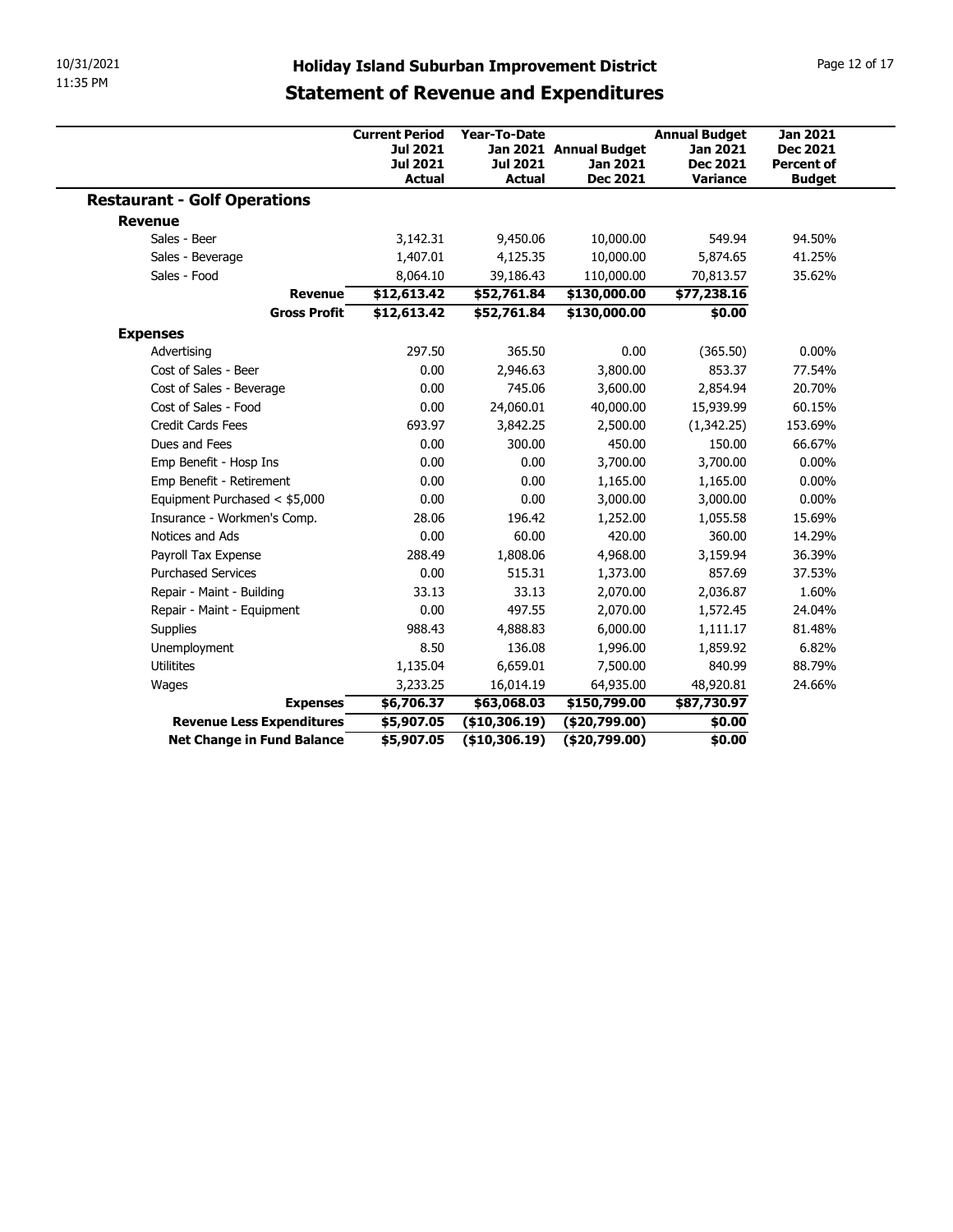# Holiday Island Suburban Improvement District

## Statement of Revenue and Expenditures

| | Current Period Jul 2021 Jul 2021 Actual | Year-To-Date Jan 2021 Jul 2021 Actual | Annual Budget Jan 2021 Dec 2021 | Annual Budget Jan 2021 Dec 2021 Variance | Jan 2021 Dec 2021 Percent of Budget |
|---|---|---|---|---|---|
| **Restaurant - Golf Operations** | | | | | |
| **Revenue** | | | | | |
| Sales - Beer | 3,142.31 | 9,450.06 | 10,000.00 | 549.94 | 94.50% |
| Sales - Beverage | 1,407.01 | 4,125.35 | 10,000.00 | 5,874.65 | 41.25% |
| Sales - Food | 8,064.10 | 39,186.43 | 110,000.00 | 70,813.57 | 35.62% |
| **Revenue** | **$12,613.42** | **$52,761.84** | **$130,000.00** | **$77,238.16** | |
| **Gross Profit** | **$12,613.42** | **$52,761.84** | **$130,000.00** | **$0.00** | |
| **Expenses** | | | | | |
| Advertising | 297.50 | 365.50 | 0.00 | (365.50) | 0.00% |
| Cost of Sales - Beer | 0.00 | 2,946.63 | 3,800.00 | 853.37 | 77.54% |
| Cost of Sales - Beverage | 0.00 | 745.06 | 3,600.00 | 2,854.94 | 20.70% |
| Cost of Sales - Food | 0.00 | 24,060.01 | 40,000.00 | 15,939.99 | 60.15% |
| Credit Cards Fees | 693.97 | 3,842.25 | 2,500.00 | (1,342.25) | 153.69% |
| Dues and Fees | 0.00 | 300.00 | 450.00 | 150.00 | 66.67% |
| Emp Benefit - Hosp Ins | 0.00 | 0.00 | 3,700.00 | 3,700.00 | 0.00% |
| Emp Benefit - Retirement | 0.00 | 0.00 | 1,165.00 | 1,165.00 | 0.00% |
| Equipment Purchased < $5,000 | 0.00 | 0.00 | 3,000.00 | 3,000.00 | 0.00% |
| Insurance - Workmen's Comp. | 28.06 | 196.42 | 1,252.00 | 1,055.58 | 15.69% |
| Notices and Ads | 0.00 | 60.00 | 420.00 | 360.00 | 14.29% |
| Payroll Tax Expense | 288.49 | 1,808.06 | 4,968.00 | 3,159.94 | 36.39% |
| Purchased Services | 0.00 | 515.31 | 1,373.00 | 857.69 | 37.53% |
| Repair - Maint - Building | 33.13 | 33.13 | 2,070.00 | 2,036.87 | 1.60% |
| Repair - Maint - Equipment | 0.00 | 497.55 | 2,070.00 | 1,572.45 | 24.04% |
| Supplies | 988.43 | 4,888.83 | 6,000.00 | 1,111.17 | 81.48% |
| Unemployment | 8.50 | 136.08 | 1,996.00 | 1,859.92 | 6.82% |
| Utilitites | 1,135.04 | 6,659.01 | 7,500.00 | 840.99 | 88.79% |
| Wages | 3,233.25 | 16,014.19 | 64,935.00 | 48,920.81 | 24.66% |
| **Expenses** | **$6,706.37** | **$63,068.03** | **$150,799.00** | **$87,730.97** | |
| **Revenue Less Expenditures** | **$5,907.05** | **($10,306.19)** | **($20,799.00)** | **$0.00** | |
| **Net Change in Fund Balance** | **$5,907.05** | **($10,306.19)** | **($20,799.00)** | **$0.00** | |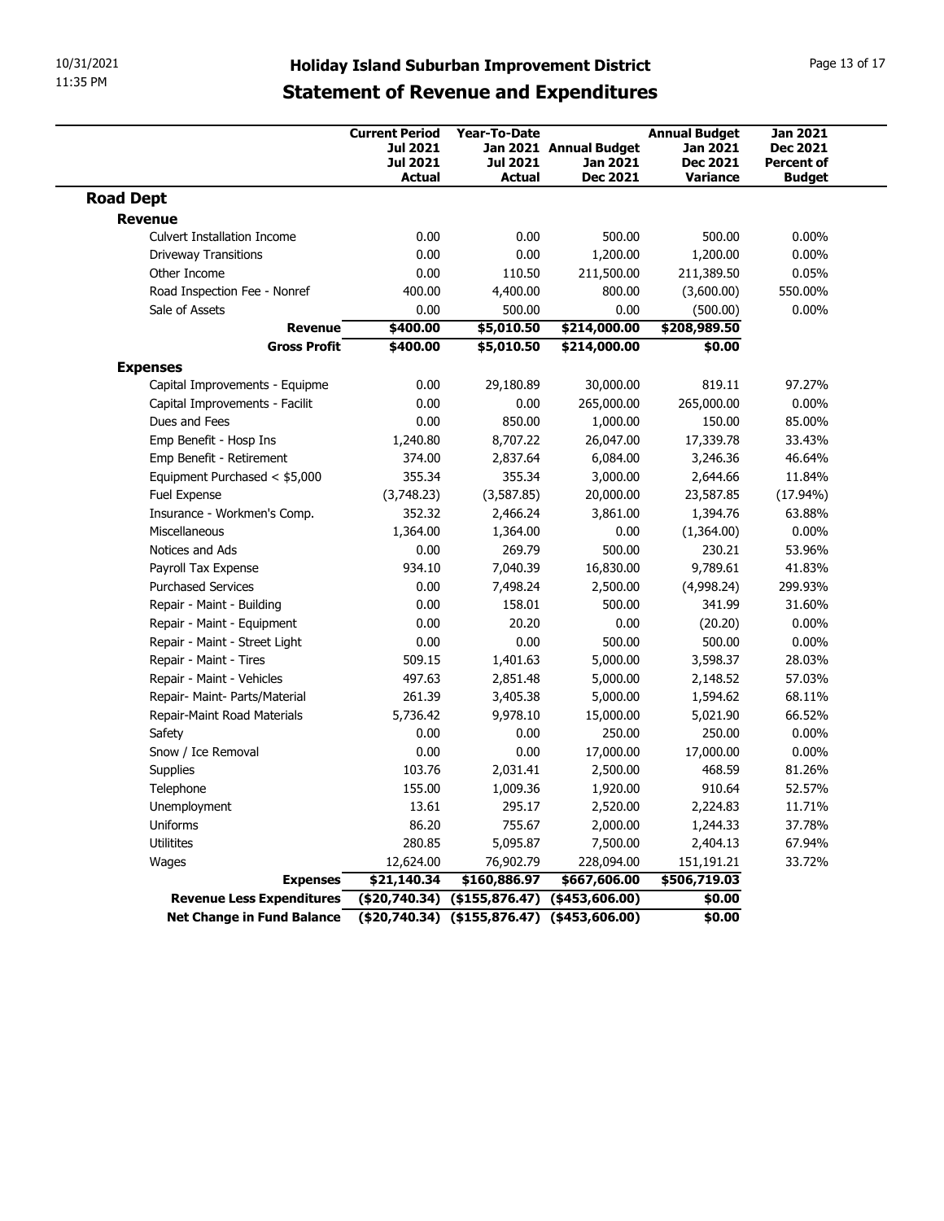# Holiday Island Suburban Improvement District

## Statement of Revenue and Expenditures

| | Current Period Jul 2021 Jul 2021 Actual | Year-To-Date Jan 2021 Jul 2021 Actual | Annual Budget Jan 2021 Dec 2021 | Annual Budget Jan 2021 Dec 2021 Variance | Jan 2021 Dec 2021 Percent of Budget |
|---|---|---|---|---|---|
| **Road Dept** | | | | | |
| **Revenue** | | | | | |
| Culvert Installation Income | 0.00 | 0.00 | 500.00 | 500.00 | 0.00% |
| Driveway Transitions | 0.00 | 0.00 | 1,200.00 | 1,200.00 | 0.00% |
| Other Income | 0.00 | 110.50 | 211,500.00 | 211,389.50 | 0.05% |
| Road Inspection Fee - Nonref | 400.00 | 4,400.00 | 800.00 | (3,600.00) | 550.00% |
| Sale of Assets | 0.00 | 500.00 | 0.00 | (500.00) | 0.00% |
| **Revenue** | **$400.00** | **$5,010.50** | **$214,000.00** | **$208,989.50** | |
| **Gross Profit** | **$400.00** | **$5,010.50** | **$214,000.00** | **$0.00** | |
| **Expenses** | | | | | |
| Capital Improvements - Equipme | 0.00 | 29,180.89 | 30,000.00 | 819.11 | 97.27% |
| Capital Improvements - Facilit | 0.00 | 0.00 | 265,000.00 | 265,000.00 | 0.00% |
| Dues and Fees | 0.00 | 850.00 | 1,000.00 | 150.00 | 85.00% |
| Emp Benefit - Hosp Ins | 1,240.80 | 8,707.22 | 26,047.00 | 17,339.78 | 33.43% |
| Emp Benefit - Retirement | 374.00 | 2,837.64 | 6,084.00 | 3,246.36 | 46.64% |
| Equipment Purchased < $5,000 | 355.34 | 355.34 | 3,000.00 | 2,644.66 | 11.84% |
| Fuel Expense | (3,748.23) | (3,587.85) | 20,000.00 | 23,587.85 | (17.94%) |
| Insurance - Workmen's Comp. | 352.32 | 2,466.24 | 3,861.00 | 1,394.76 | 63.88% |
| Miscellaneous | 1,364.00 | 1,364.00 | 0.00 | (1,364.00) | 0.00% |
| Notices and Ads | 0.00 | 269.79 | 500.00 | 230.21 | 53.96% |
| Payroll Tax Expense | 934.10 | 7,040.39 | 16,830.00 | 9,789.61 | 41.83% |
| Purchased Services | 0.00 | 7,498.24 | 2,500.00 | (4,998.24) | 299.93% |
| Repair - Maint - Building | 0.00 | 158.01 | 500.00 | 341.99 | 31.60% |
| Repair - Maint - Equipment | 0.00 | 20.20 | 0.00 | (20.20) | 0.00% |
| Repair - Maint - Street Light | 0.00 | 0.00 | 500.00 | 500.00 | 0.00% |
| Repair - Maint - Tires | 509.15 | 1,401.63 | 5,000.00 | 3,598.37 | 28.03% |
| Repair - Maint - Vehicles | 497.63 | 2,851.48 | 5,000.00 | 2,148.52 | 57.03% |
| Repair- Maint- Parts/Material | 261.39 | 3,405.38 | 5,000.00 | 1,594.62 | 68.11% |
| Repair-Maint Road Materials | 5,736.42 | 9,978.10 | 15,000.00 | 5,021.90 | 66.52% |
| Safety | 0.00 | 0.00 | 250.00 | 250.00 | 0.00% |
| Snow / Ice Removal | 0.00 | 0.00 | 17,000.00 | 17,000.00 | 0.00% |
| Supplies | 103.76 | 2,031.41 | 2,500.00 | 468.59 | 81.26% |
| Telephone | 155.00 | 1,009.36 | 1,920.00 | 910.64 | 52.57% |
| Unemployment | 13.61 | 295.17 | 2,520.00 | 2,224.83 | 11.71% |
| Uniforms | 86.20 | 755.67 | 2,000.00 | 1,244.33 | 37.78% |
| Utilitites | 280.85 | 5,095.87 | 7,500.00 | 2,404.13 | 67.94% |
| Wages | 12,624.00 | 76,902.79 | 228,094.00 | 151,191.21 | 33.72% |
| **Expenses** | **$21,140.34** | **$160,886.97** | **$667,606.00** | **$506,719.03** | |
| **Revenue Less Expenditures** | **($20,740.34)** | **($155,876.47)** | **($453,606.00)** | **$0.00** | |
| **Net Change in Fund Balance** | **($20,740.34)** | **($155,876.47)** | **($453,606.00)** | **$0.00** | |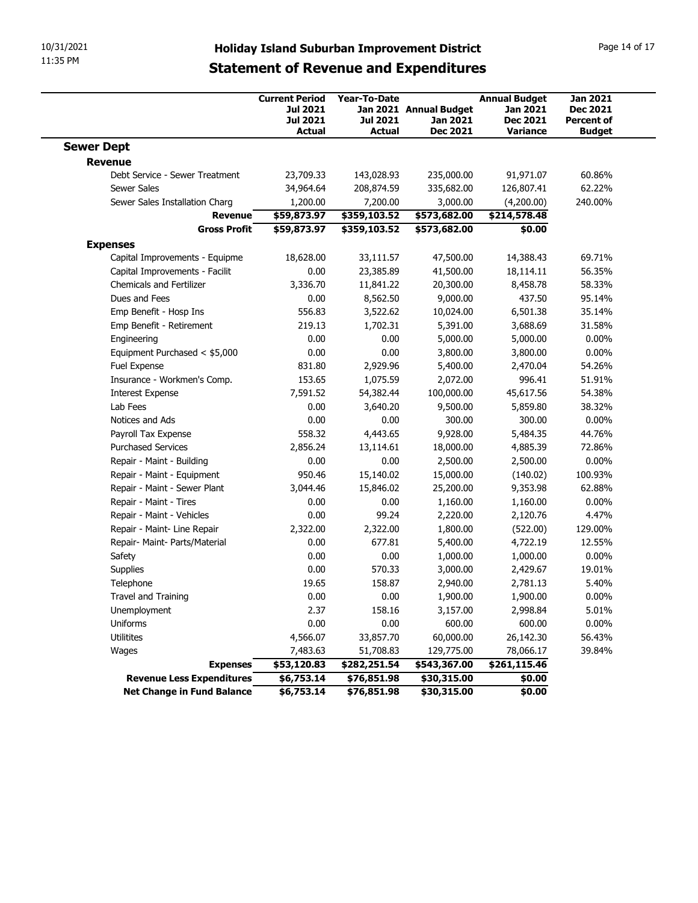# Holiday Island Suburban Improvement District

## Statement of Revenue and Expenditures

| | Current Period Jul 2021 Jul 2021 Actual | Year-To-Date Jan 2021 Jul 2021 Actual | Annual Budget Jan 2021 Dec 2021 | Annual Budget Jan 2021 Dec 2021 Variance | Jan 2021 Dec 2021 Percent of Budget |
|---|---|---|---|---|---|
| **Sewer Dept** | | | | | |
| **Revenue** | | | | | |
| Debt Service - Sewer Treatment | 23,709.33 | 143,028.93 | 235,000.00 | 91,971.07 | 60.86% |
| Sewer Sales | 34,964.64 | 208,874.59 | 335,682.00 | 126,807.41 | 62.22% |
| Sewer Sales Installation Charg | 1,200.00 | 7,200.00 | 3,000.00 | (4,200.00) | 240.00% |
| **Revenue** | **$59,873.97** | **$359,103.52** | **$573,682.00** | **$214,578.48** | |
| **Gross Profit** | **$59,873.97** | **$359,103.52** | **$573,682.00** | **$0.00** | |
| **Expenses** | | | | | |
| Capital Improvements - Equipme | 18,628.00 | 33,111.57 | 47,500.00 | 14,388.43 | 69.71% |
| Capital Improvements - Facilit | 0.00 | 23,385.89 | 41,500.00 | 18,114.11 | 56.35% |
| Chemicals and Fertilizer | 3,336.70 | 11,841.22 | 20,300.00 | 8,458.78 | 58.33% |
| Dues and Fees | 0.00 | 8,562.50 | 9,000.00 | 437.50 | 95.14% |
| Emp Benefit - Hosp Ins | 556.83 | 3,522.62 | 10,024.00 | 6,501.38 | 35.14% |
| Emp Benefit - Retirement | 219.13 | 1,702.31 | 5,391.00 | 3,688.69 | 31.58% |
| Engineering | 0.00 | 0.00 | 5,000.00 | 5,000.00 | 0.00% |
| Equipment Purchased < $5,000 | 0.00 | 0.00 | 3,800.00 | 3,800.00 | 0.00% |
| Fuel Expense | 831.80 | 2,929.96 | 5,400.00 | 2,470.04 | 54.26% |
| Insurance - Workmen's Comp. | 153.65 | 1,075.59 | 2,072.00 | 996.41 | 51.91% |
| Interest Expense | 7,591.52 | 54,382.44 | 100,000.00 | 45,617.56 | 54.38% |
| Lab Fees | 0.00 | 3,640.20 | 9,500.00 | 5,859.80 | 38.32% |
| Notices and Ads | 0.00 | 0.00 | 300.00 | 300.00 | 0.00% |
| Payroll Tax Expense | 558.32 | 4,443.65 | 9,928.00 | 5,484.35 | 44.76% |
| Purchased Services | 2,856.24 | 13,114.61 | 18,000.00 | 4,885.39 | 72.86% |
| Repair - Maint - Building | 0.00 | 0.00 | 2,500.00 | 2,500.00 | 0.00% |
| Repair - Maint - Equipment | 950.46 | 15,140.02 | 15,000.00 | (140.02) | 100.93% |
| Repair - Maint - Sewer Plant | 3,044.46 | 15,846.02 | 25,200.00 | 9,353.98 | 62.88% |
| Repair - Maint - Tires | 0.00 | 0.00 | 1,160.00 | 1,160.00 | 0.00% |
| Repair - Maint - Vehicles | 0.00 | 99.24 | 2,220.00 | 2,120.76 | 4.47% |
| Repair - Maint- Line Repair | 2,322.00 | 2,322.00 | 1,800.00 | (522.00) | 129.00% |
| Repair- Maint- Parts/Material | 0.00 | 677.81 | 5,400.00 | 4,722.19 | 12.55% |
| Safety | 0.00 | 0.00 | 1,000.00 | 1,000.00 | 0.00% |
| Supplies | 0.00 | 570.33 | 3,000.00 | 2,429.67 | 19.01% |
| Telephone | 19.65 | 158.87 | 2,940.00 | 2,781.13 | 5.40% |
| Travel and Training | 0.00 | 0.00 | 1,900.00 | 1,900.00 | 0.00% |
| Unemployment | 2.37 | 158.16 | 3,157.00 | 2,998.84 | 5.01% |
| Uniforms | 0.00 | 0.00 | 600.00 | 600.00 | 0.00% |
| Utilitites | 4,566.07 | 33,857.70 | 60,000.00 | 26,142.30 | 56.43% |
| Wages | 7,483.63 | 51,708.83 | 129,775.00 | 78,066.17 | 39.84% |
| **Expenses** | **$53,120.83** | **$282,251.54** | **$543,367.00** | **$261,115.46** | |
| **Revenue Less Expenditures** | **$6,753.14** | **$76,851.98** | **$30,315.00** | **$0.00** | |
| **Net Change in Fund Balance** | **$6,753.14** | **$76,851.98** | **$30,315.00** | **$0.00** | |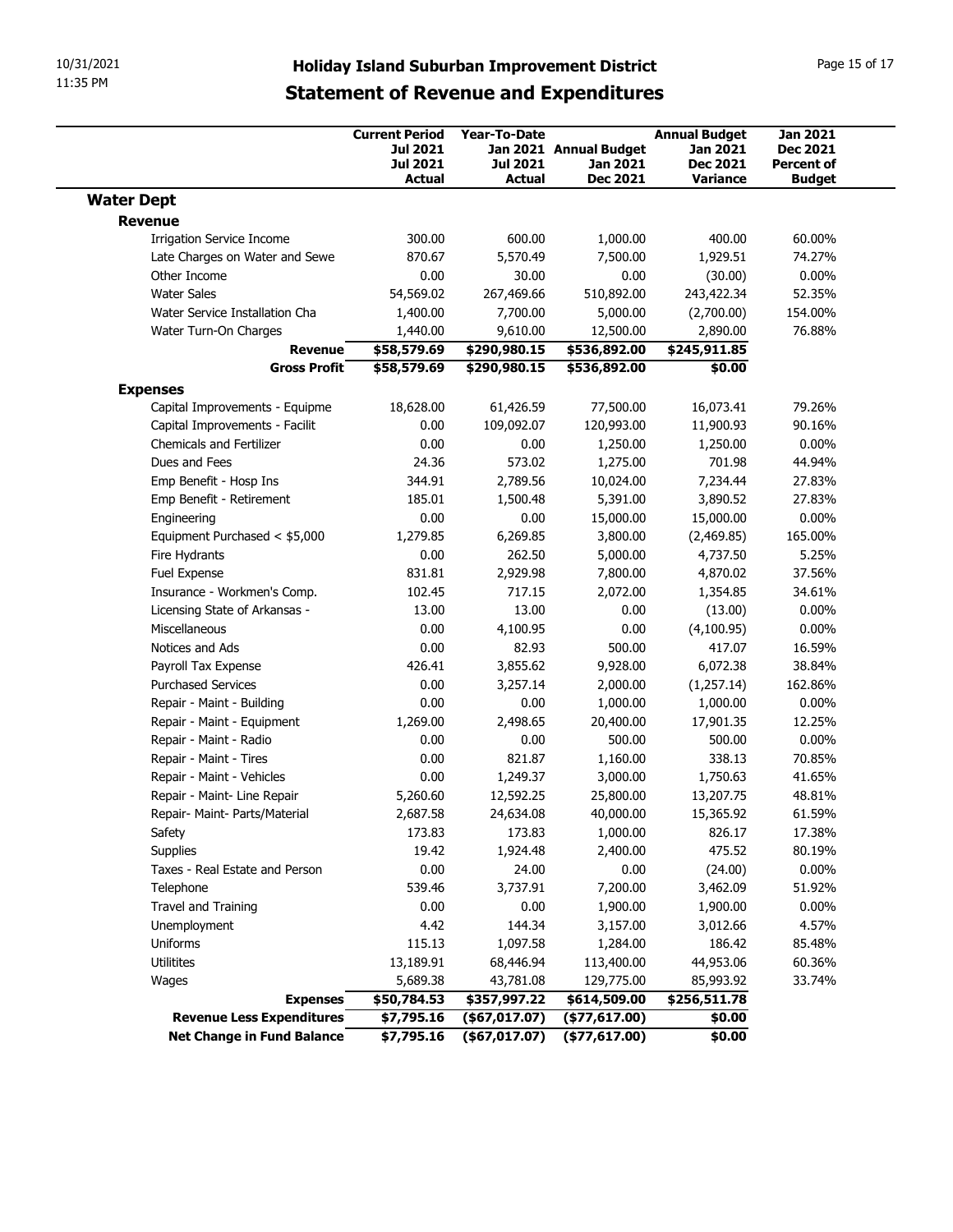# Holiday Island Suburban Improvement District

## Statement of Revenue and Expenditures

| | Current Period Jul 2021 Jul 2021 Actual | Year-To-Date Jan 2021 Jul 2021 Actual | Annual Budget Jan 2021 Dec 2021 | Annual Budget Jan 2021 Dec 2021 Variance | Jan 2021 Dec 2021 Percent of Budget |
|---|---|---|---|---|---|
| **Water Dept** | | | | | |
| **Revenue** | | | | | |
| Irrigation Service Income | 300.00 | 600.00 | 1,000.00 | 400.00 | 60.00% |
| Late Charges on Water and Sewe | 870.67 | 5,570.49 | 7,500.00 | 1,929.51 | 74.27% |
| Other Income | 0.00 | 30.00 | 0.00 | (30.00) | 0.00% |
| Water Sales | 54,569.02 | 267,469.66 | 510,892.00 | 243,422.34 | 52.35% |
| Water Service Installation Cha | 1,400.00 | 7,700.00 | 5,000.00 | (2,700.00) | 154.00% |
| Water Turn-On Charges | 1,440.00 | 9,610.00 | 12,500.00 | 2,890.00 | 76.88% |
| **Revenue** | **$58,579.69** | **$290,980.15** | **$536,892.00** | **$245,911.85** | |
| **Gross Profit** | **$58,579.69** | **$290,980.15** | **$536,892.00** | **$0.00** | |
| **Expenses** | | | | | |
| Capital Improvements - Equipme | 18,628.00 | 61,426.59 | 77,500.00 | 16,073.41 | 79.26% |
| Capital Improvements - Facilit | 0.00 | 109,092.07 | 120,993.00 | 11,900.93 | 90.16% |
| Chemicals and Fertilizer | 0.00 | 0.00 | 1,250.00 | 1,250.00 | 0.00% |
| Dues and Fees | 24.36 | 573.02 | 1,275.00 | 701.98 | 44.94% |
| Emp Benefit - Hosp Ins | 344.91 | 2,789.56 | 10,024.00 | 7,234.44 | 27.83% |
| Emp Benefit - Retirement | 185.01 | 1,500.48 | 5,391.00 | 3,890.52 | 27.83% |
| Engineering | 0.00 | 0.00 | 15,000.00 | 15,000.00 | 0.00% |
| Equipment Purchased < $5,000 | 1,279.85 | 6,269.85 | 3,800.00 | (2,469.85) | 165.00% |
| Fire Hydrants | 0.00 | 262.50 | 5,000.00 | 4,737.50 | 5.25% |
| Fuel Expense | 831.81 | 2,929.98 | 7,800.00 | 4,870.02 | 37.56% |
| Insurance - Workmen's Comp. | 102.45 | 717.15 | 2,072.00 | 1,354.85 | 34.61% |
| Licensing State of Arkansas - | 13.00 | 13.00 | 0.00 | (13.00) | 0.00% |
| Miscellaneous | 0.00 | 4,100.95 | 0.00 | (4,100.95) | 0.00% |
| Notices and Ads | 0.00 | 82.93 | 500.00 | 417.07 | 16.59% |
| Payroll Tax Expense | 426.41 | 3,855.62 | 9,928.00 | 6,072.38 | 38.84% |
| Purchased Services | 0.00 | 3,257.14 | 2,000.00 | (1,257.14) | 162.86% |
| Repair - Maint - Building | 0.00 | 0.00 | 1,000.00 | 1,000.00 | 0.00% |
| Repair - Maint - Equipment | 1,269.00 | 2,498.65 | 20,400.00 | 17,901.35 | 12.25% |
| Repair - Maint - Radio | 0.00 | 0.00 | 500.00 | 500.00 | 0.00% |
| Repair - Maint - Tires | 0.00 | 821.87 | 1,160.00 | 338.13 | 70.85% |
| Repair - Maint - Vehicles | 0.00 | 1,249.37 | 3,000.00 | 1,750.63 | 41.65% |
| Repair - Maint- Line Repair | 5,260.60 | 12,592.25 | 25,800.00 | 13,207.75 | 48.81% |
| Repair- Maint- Parts/Material | 2,687.58 | 24,634.08 | 40,000.00 | 15,365.92 | 61.59% |
| Safety | 173.83 | 173.83 | 1,000.00 | 826.17 | 17.38% |
| Supplies | 19.42 | 1,924.48 | 2,400.00 | 475.52 | 80.19% |
| Taxes - Real Estate and Person | 0.00 | 24.00 | 0.00 | (24.00) | 0.00% |
| Telephone | 539.46 | 3,737.91 | 7,200.00 | 3,462.09 | 51.92% |
| Travel and Training | 0.00 | 0.00 | 1,900.00 | 1,900.00 | 0.00% |
| Unemployment | 4.42 | 144.34 | 3,157.00 | 3,012.66 | 4.57% |
| Uniforms | 115.13 | 1,097.58 | 1,284.00 | 186.42 | 85.48% |
| Utilitites | 13,189.91 | 68,446.94 | 113,400.00 | 44,953.06 | 60.36% |
| Wages | 5,689.38 | 43,781.08 | 129,775.00 | 85,993.92 | 33.74% |
| **Expenses** | **$50,784.53** | **$357,997.22** | **$614,509.00** | **$256,511.78** | |
| **Revenue Less Expenditures** | **$7,795.16** | **($67,017.07)** | **($77,617.00)** | **$0.00** | |
| **Net Change in Fund Balance** | **$7,795.16** | **($67,017.07)** | **($77,617.00)** | **$0.00** | |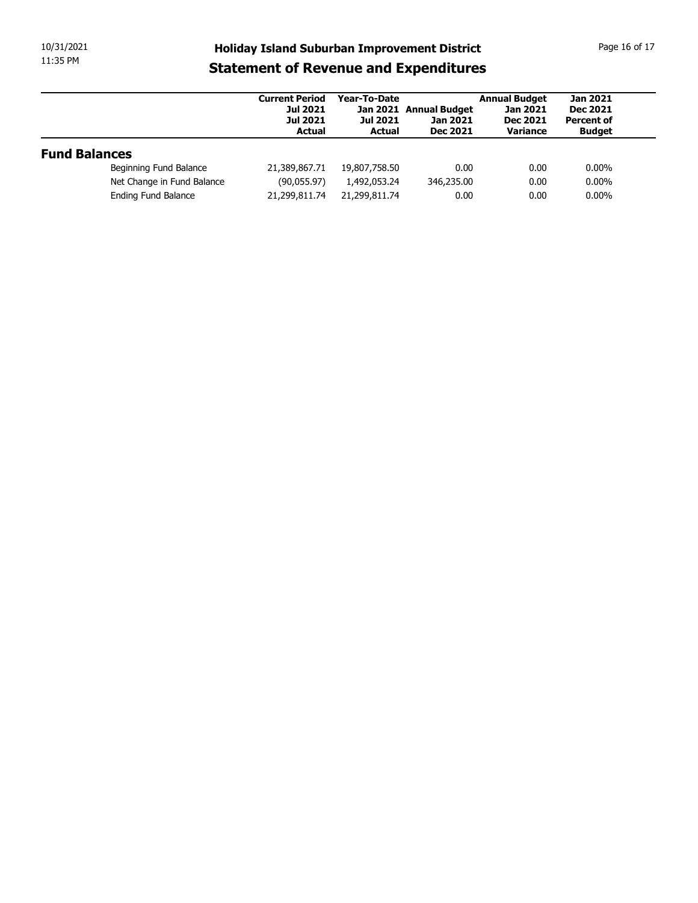# Holiday Island Suburban Improvement District

## Statement of Revenue and Expenditures

| | Current Period Jul 2021 Jul 2021 Actual | Year-To-Date Jan 2021 Jul 2021 Actual | Annual Budget Jan 2021 Dec 2021 | Annual Budget Jan 2021 Dec 2021 Variance | Jan 2021 Dec 2021 Percent of Budget |
|---|---|---|---|---|---|
| **Fund Balances** | | | | | |
| Beginning Fund Balance | 21,389,867.71 | 19,807,758.50 | 0.00 | 0.00 | 0.00% |
| Net Change in Fund Balance | (90,055.97) | 1,492,053.24 | 346,235.00 | 0.00 | 0.00% |
| Ending Fund Balance | 21,299,811.74 | 21,299,811.74 | 0.00 | 0.00 | 0.00% |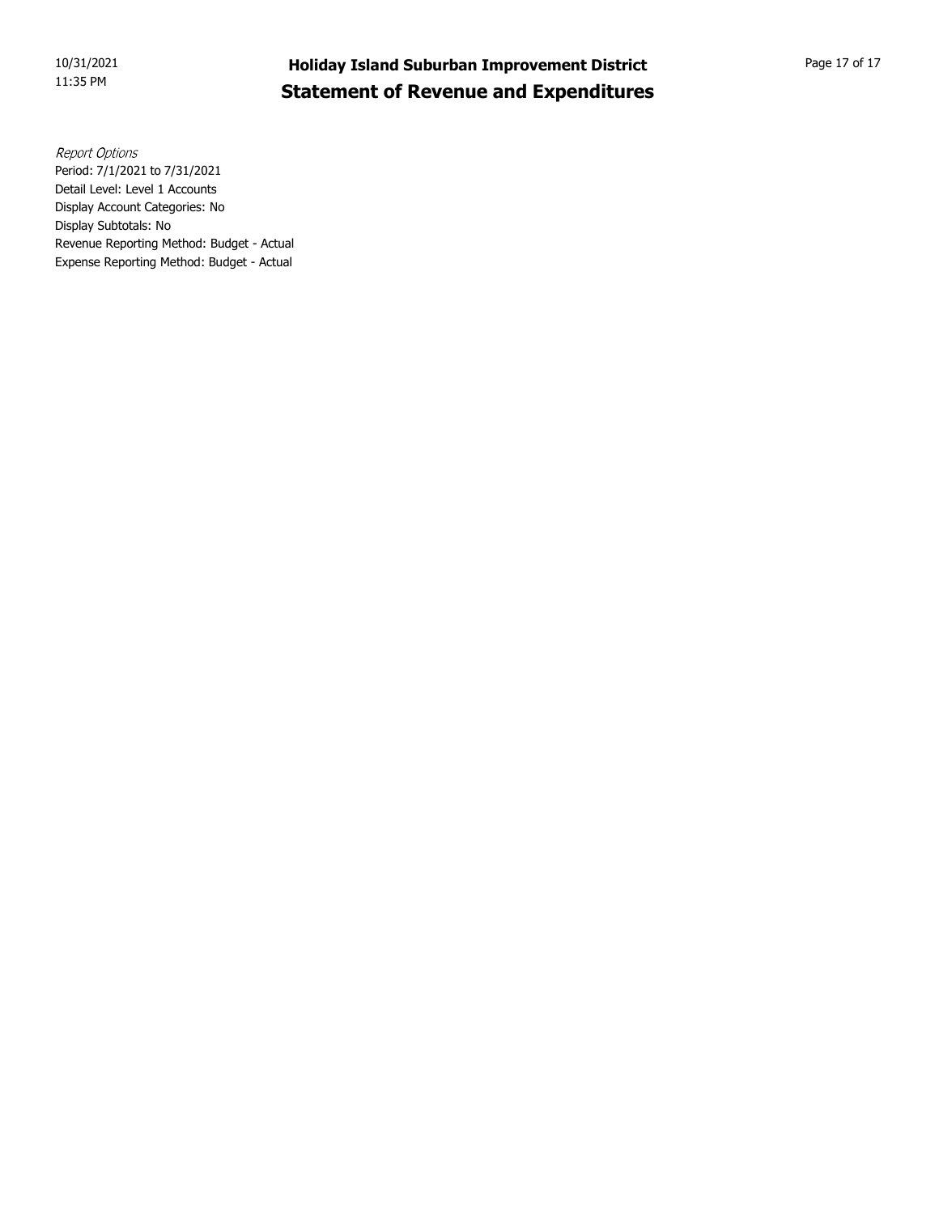*Report Options*

Period: 7/1/2021 to 7/31/2021

Detail Level: Level 1 Accounts

Display Account Categories: No

Display Subtotals: No

Revenue Reporting Method: Budget - Actual

Expense Reporting Method: Budget - Actual